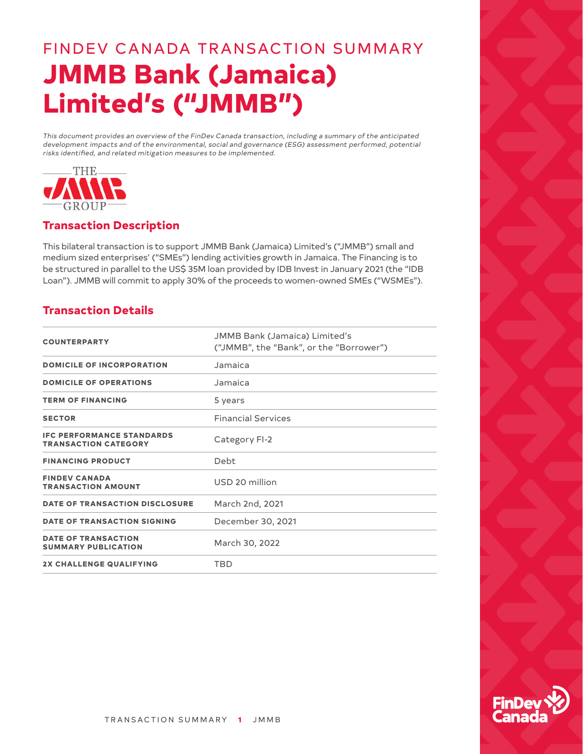# FINDEV CANADA TRANSACTION SUMMARY

# JMMB Bank (Jamaica) Limited's ("JMMB")

*This document provides an overview of the FinDev Canada transaction, including a summary of the anticipated development impacts and of the environmental, social and governance (ESG) assessment performed, potential risks identified, and related mitigation measures to be implemented.*

## Transaction Description

This bilateral transaction is to support JMMB Bank (Jamaica) Limited's ("JMMB") small and medium sized enterprises' ("SMEs") lending activities growth in Jamaica. The Financing is to be structured in parallel to the US$ 35M loan provided by IDB Invest in January 2021 (the "IDB Loan"). JMMB will commit to apply 30% of the proceeds to women-owned SMEs ("WSMEs").

## Transaction Details

| | |
|---|---|
| **COUNTERPARTY** | JMMB Bank (Jamaica) Limited's ("JMMB", the "Bank", or the "Borrower") |
| **DOMICILE OF INCORPORATION** | Jamaica |
| **DOMICILE OF OPERATIONS** | Jamaica |
| **TERM OF FINANCING** | 5 years |
| **SECTOR** | Financial Services |
| **IFC PERFORMANCE STANDARDS TRANSACTION CATEGORY** | Category FI-2 |
| **FINANCING PRODUCT** | Debt |
| **FINDEV CANADA TRANSACTION AMOUNT** | USD 20 million |
| **DATE OF TRANSACTION DISCLOSURE** | March 2nd, 2021 |
| **DATE OF TRANSACTION SIGNING** | December 30, 2021 |
| **DATE OF TRANSACTION SUMMARY PUBLICATION** | March 30, 2022 |
| **2X CHALLENGE QUALIFYING** | TBD |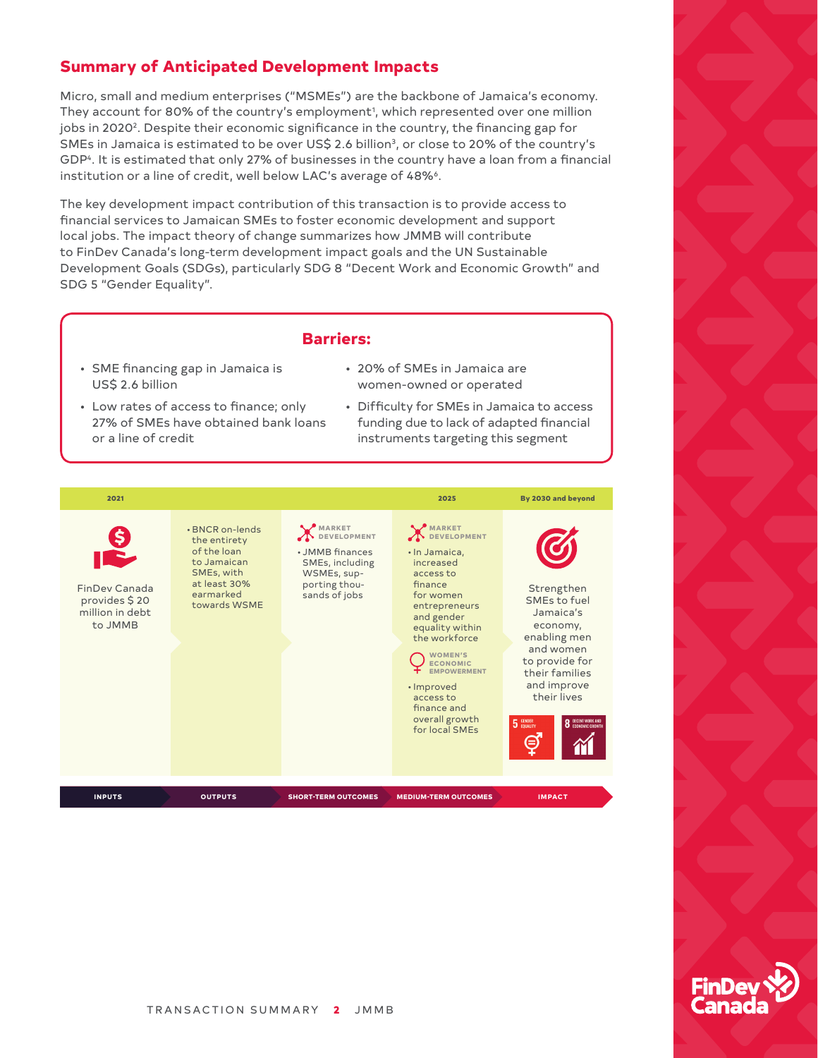## Summary of Anticipated Development Impacts

Micro, small and medium enterprises ("MSMEs") are the backbone of Jamaica's economy. They account for 80% of the country's employment[1], which represented over one million jobs in 2020[2]. Despite their economic significance in the country, the financing gap for SMEs in Jamaica is estimated to be over US$ 2.6 billion[3], or close to 20% of the country's GDP[4]. It is estimated that only 27% of businesses in the country have a loan from a financial institution or a line of credit, well below LAC's average of 48%[6].

The key development impact contribution of this transaction is to provide access to financial services to Jamaican SMEs to foster economic development and support local jobs. The impact theory of change summarizes how JMMB will contribute to FinDev Canada's long-term development impact goals and the UN Sustainable Development Goals (SDGs), particularly SDG 8 "Decent Work and Economic Growth" and SDG 5 "Gender Equality".

### Barriers:

- SME financing gap in Jamaica is US$ 2.6 billion
- Low rates of access to finance; only 27% of SMEs have obtained bank loans or a line of credit
- 20% of SMEs in Jamaica are women-owned or operated
- Difficulty for SMEs in Jamaica to access funding due to lack of adapted financial instruments targeting this segment

| INPUTS | OUTPUTS | SHORT-TERM OUTCOMES | MEDIUM-TERM OUTCOMES | IMPACT |
|---|---|---|---|---|
| 2021 | | | 2025 | By 2030 and beyond |
| FinDev Canada provides $ 20 million in debt to JMMB | • BNCR on-lends the entirety of the loan to Jamaican SMEs, with at least 30% earmarked towards WSME | MARKET DEVELOPMENT<br>• JMMB finances SMEs, including WSMEs, supporting thousands of jobs | MARKET DEVELOPMENT<br>• In Jamaica, increased access to finance for women entrepreneurs and gender equality within the workforce<br>WOMEN'S ECONOMIC EMPOWERMENT<br>• Improved access to finance and overall growth for local SMEs | Strengthen SMEs to fuel Jamaica's economy, enabling men and women to provide for their families and improve their lives<br>5 GENDER EQUALITY<br>8 DECENT WORK AND ECONOMIC GROWTH |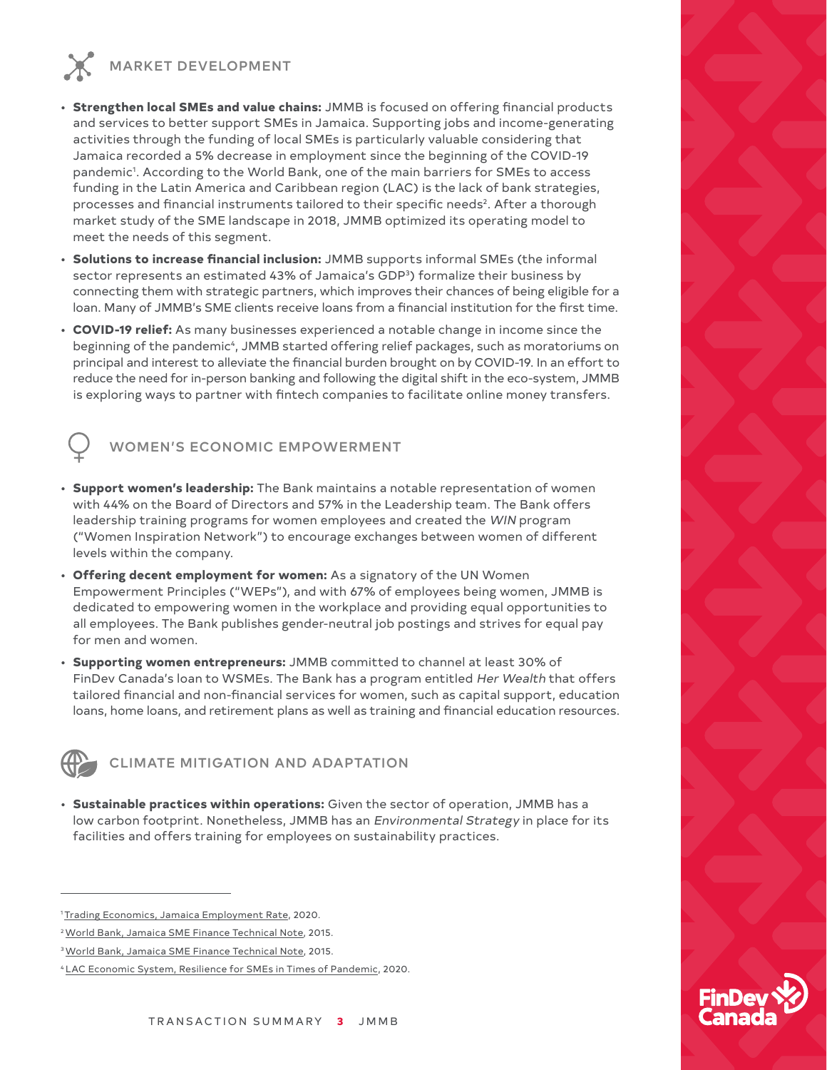## MARKET DEVELOPMENT

- **Strengthen local SMEs and value chains:** JMMB is focused on offering financial products and services to better support SMEs in Jamaica. Supporting jobs and income-generating activities through the funding of local SMEs is particularly valuable considering that Jamaica recorded a 5% decrease in employment since the beginning of the COVID-19 pandemic[1]. According to the World Bank, one of the main barriers for SMEs to access funding in the Latin America and Caribbean region (LAC) is the lack of bank strategies, processes and financial instruments tailored to their specific needs[2]. After a thorough market study of the SME landscape in 2018, JMMB optimized its operating model to meet the needs of this segment.
- **Solutions to increase financial inclusion:** JMMB supports informal SMEs (the informal sector represents an estimated 43% of Jamaica's GDP[3]) formalize their business by connecting them with strategic partners, which improves their chances of being eligible for a loan. Many of JMMB's SME clients receive loans from a financial institution for the first time.
- **COVID-19 relief:** As many businesses experienced a notable change in income since the beginning of the pandemic[4], JMMB started offering relief packages, such as moratoriums on principal and interest to alleviate the financial burden brought on by COVID-19. In an effort to reduce the need for in-person banking and following the digital shift in the eco-system, JMMB is exploring ways to partner with fintech companies to facilitate online money transfers.

## WOMEN'S ECONOMIC EMPOWERMENT

- **Support women's leadership:** The Bank maintains a notable representation of women with 44% on the Board of Directors and 57% in the Leadership team. The Bank offers leadership training programs for women employees and created the *WIN* program ("Women Inspiration Network") to encourage exchanges between women of different levels within the company.
- **Offering decent employment for women:** As a signatory of the UN Women Empowerment Principles ("WEPs"), and with 67% of employees being women, JMMB is dedicated to empowering women in the workplace and providing equal opportunities to all employees. The Bank publishes gender-neutral job postings and strives for equal pay for men and women.
- **Supporting women entrepreneurs:** JMMB committed to channel at least 30% of FinDev Canada's loan to WSMEs. The Bank has a program entitled *Her Wealth* that offers tailored financial and non-financial services for women, such as capital support, education loans, home loans, and retirement plans as well as training and financial education resources.

## CLIMATE MITIGATION AND ADAPTATION

- **Sustainable practices within operations:** Given the sector of operation, JMMB has a low carbon footprint. Nonetheless, JMMB has an *Environmental Strategy* in place for its facilities and offers training for employees on sustainability practices.

---

[1] Trading Economics, Jamaica Employment Rate, 2020.

[2] World Bank, Jamaica SME Finance Technical Note, 2015.

[3] World Bank, Jamaica SME Finance Technical Note, 2015.

[4] LAC Economic System, Resilience for SMEs in Times of Pandemic, 2020.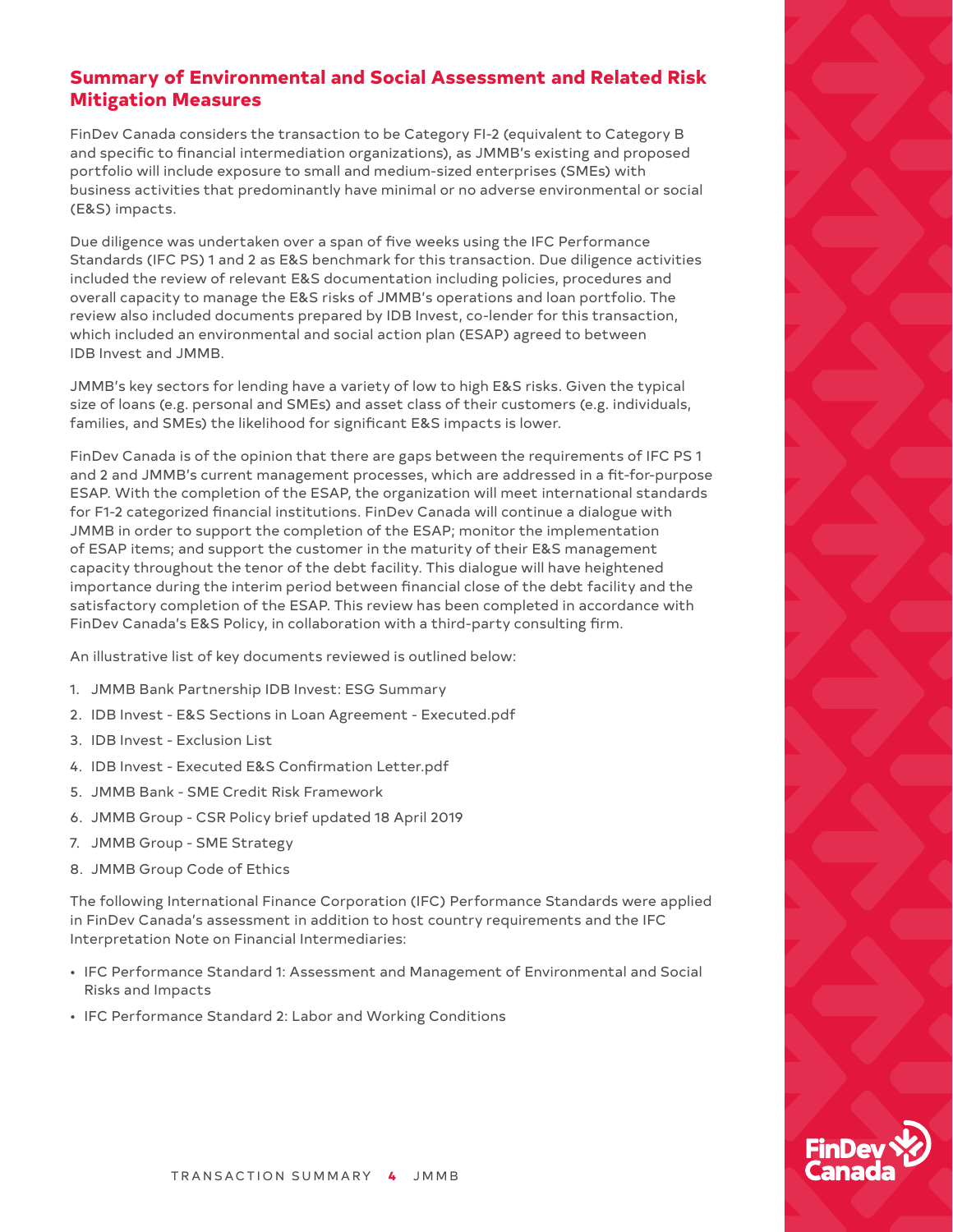## Summary of Environmental and Social Assessment and Related Risk Mitigation Measures

FinDev Canada considers the transaction to be Category FI-2 (equivalent to Category B and specific to financial intermediation organizations), as JMMB's existing and proposed portfolio will include exposure to small and medium-sized enterprises (SMEs) with business activities that predominantly have minimal or no adverse environmental or social (E&S) impacts.

Due diligence was undertaken over a span of five weeks using the IFC Performance Standards (IFC PS) 1 and 2 as E&S benchmark for this transaction. Due diligence activities included the review of relevant E&S documentation including policies, procedures and overall capacity to manage the E&S risks of JMMB's operations and loan portfolio. The review also included documents prepared by IDB Invest, co-lender for this transaction, which included an environmental and social action plan (ESAP) agreed to between IDB Invest and JMMB.

JMMB's key sectors for lending have a variety of low to high E&S risks. Given the typical size of loans (e.g. personal and SMEs) and asset class of their customers (e.g. individuals, families, and SMEs) the likelihood for significant E&S impacts is lower.

FinDev Canada is of the opinion that there are gaps between the requirements of IFC PS 1 and 2 and JMMB's current management processes, which are addressed in a fit-for-purpose ESAP. With the completion of the ESAP, the organization will meet international standards for F1-2 categorized financial institutions. FinDev Canada will continue a dialogue with JMMB in order to support the completion of the ESAP; monitor the implementation of ESAP items; and support the customer in the maturity of their E&S management capacity throughout the tenor of the debt facility. This dialogue will have heightened importance during the interim period between financial close of the debt facility and the satisfactory completion of the ESAP. This review has been completed in accordance with FinDev Canada's E&S Policy, in collaboration with a third-party consulting firm.

An illustrative list of key documents reviewed is outlined below:

1. JMMB Bank Partnership IDB Invest: ESG Summary
2. IDB Invest - E&S Sections in Loan Agreement - Executed.pdf
3. IDB Invest - Exclusion List
4. IDB Invest - Executed E&S Confirmation Letter.pdf
5. JMMB Bank - SME Credit Risk Framework
6. JMMB Group - CSR Policy brief updated 18 April 2019
7. JMMB Group - SME Strategy
8. JMMB Group Code of Ethics

The following International Finance Corporation (IFC) Performance Standards were applied in FinDev Canada's assessment in addition to host country requirements and the IFC Interpretation Note on Financial Intermediaries:

- IFC Performance Standard 1: Assessment and Management of Environmental and Social Risks and Impacts
- IFC Performance Standard 2: Labor and Working Conditions